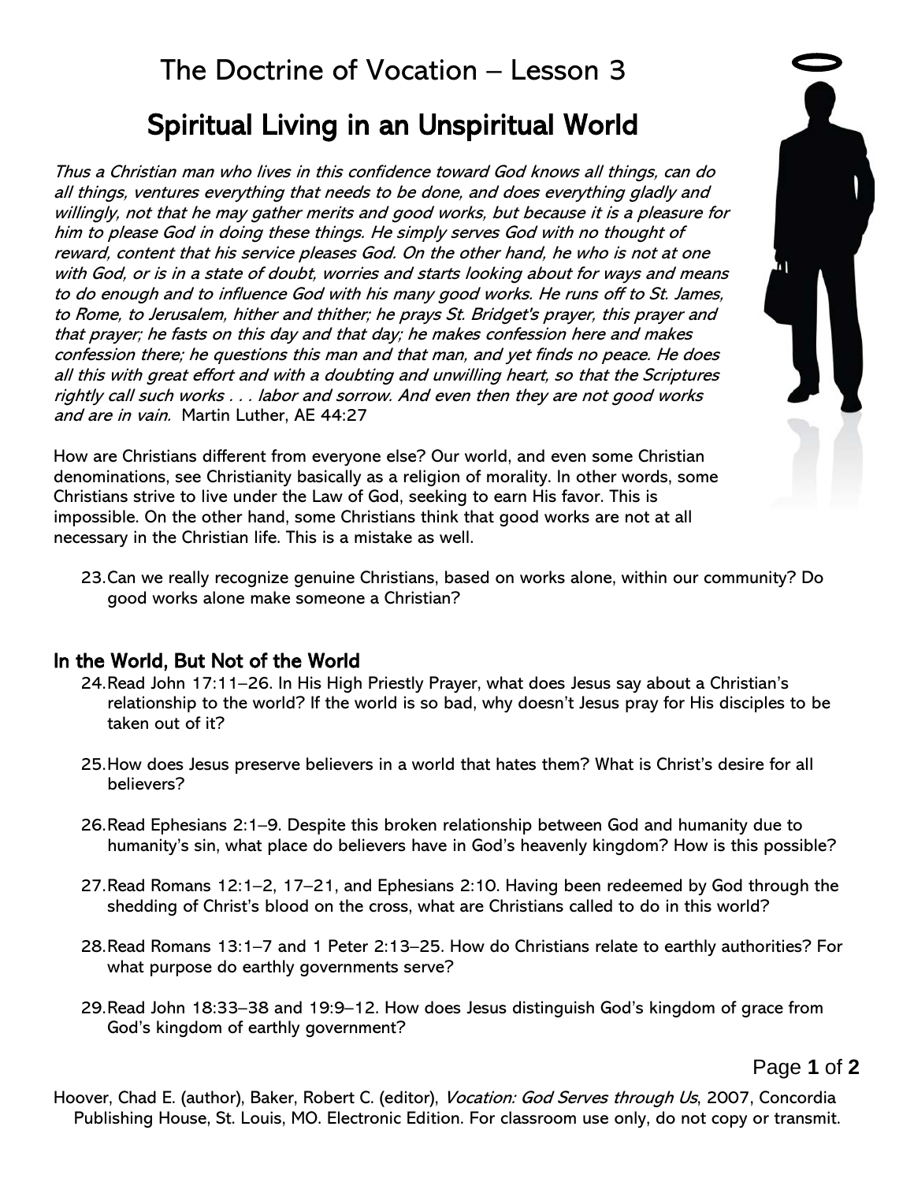# The Doctrine of Vocation – Lesson 3

## Spiritual Living in an Unspiritual World

*Thus a Christian man who lives in this confidence toward God knows all things, can do all things, ventures everything that needs to be done, and does everything gladly and willingly, not that he may gather merits and good works, but because it is a pleasure for him to please God in doing these things. He simply serves God with no thought of reward, content that his service pleases God. On the other hand, he who is not at one with God, or is in a state of doubt, worries and starts looking about for ways and means to do enough and to influence God with his many good works. He runs off to St. James, to Rome, to Jerusalem, hither and thither; he prays St. Bridget's prayer, this prayer and that prayer; he fasts on this day and that day; he makes confession here and makes confession there; he questions this man and that man, and yet finds no peace. He does all this with great effort and with a doubting and unwilling heart, so that the Scriptures rightly call such works . . . labor and sorrow. And even then they are not good works and are in vain.* Martin Luther, AE 44:27

How are Christians different from everyone else? Our world, and even some Christian denominations, see Christianity basically as a religion of morality. In other words, some Christians strive to live under the Law of God, seeking to earn His favor. This is impossible. On the other hand, some Christians think that good works are not at all necessary in the Christian life. This is a mistake as well.

23. Can we really recognize genuine Christians, based on works alone, within our community? Do good works alone make someone a Christian?

### In the World, But Not of the World

24. Read John 17:11–26. In His High Priestly Prayer, what does Jesus say about a Christian's relationship to the world? If the world is so bad, why doesn't Jesus pray for His disciples to be taken out of it?
25. How does Jesus preserve believers in a world that hates them? What is Christ's desire for all believers?
26. Read Ephesians 2:1–9. Despite this broken relationship between God and humanity due to humanity's sin, what place do believers have in God's heavenly kingdom? How is this possible?
27. Read Romans 12:1–2, 17–21, and Ephesians 2:10. Having been redeemed by God through the shedding of Christ's blood on the cross, what are Christians called to do in this world?
28. Read Romans 13:1–7 and 1 Peter 2:13–25. How do Christians relate to earthly authorities? For what purpose do earthly governments serve?
29. Read John 18:33–38 and 19:9–12. How does Jesus distinguish God's kingdom of grace from God's kingdom of earthly government?

Hoover, Chad E. (author), Baker, Robert C. (editor), *Vocation: God Serves through Us*, 2007, Concordia Publishing House, St. Louis, MO. Electronic Edition. For classroom use only, do not copy or transmit.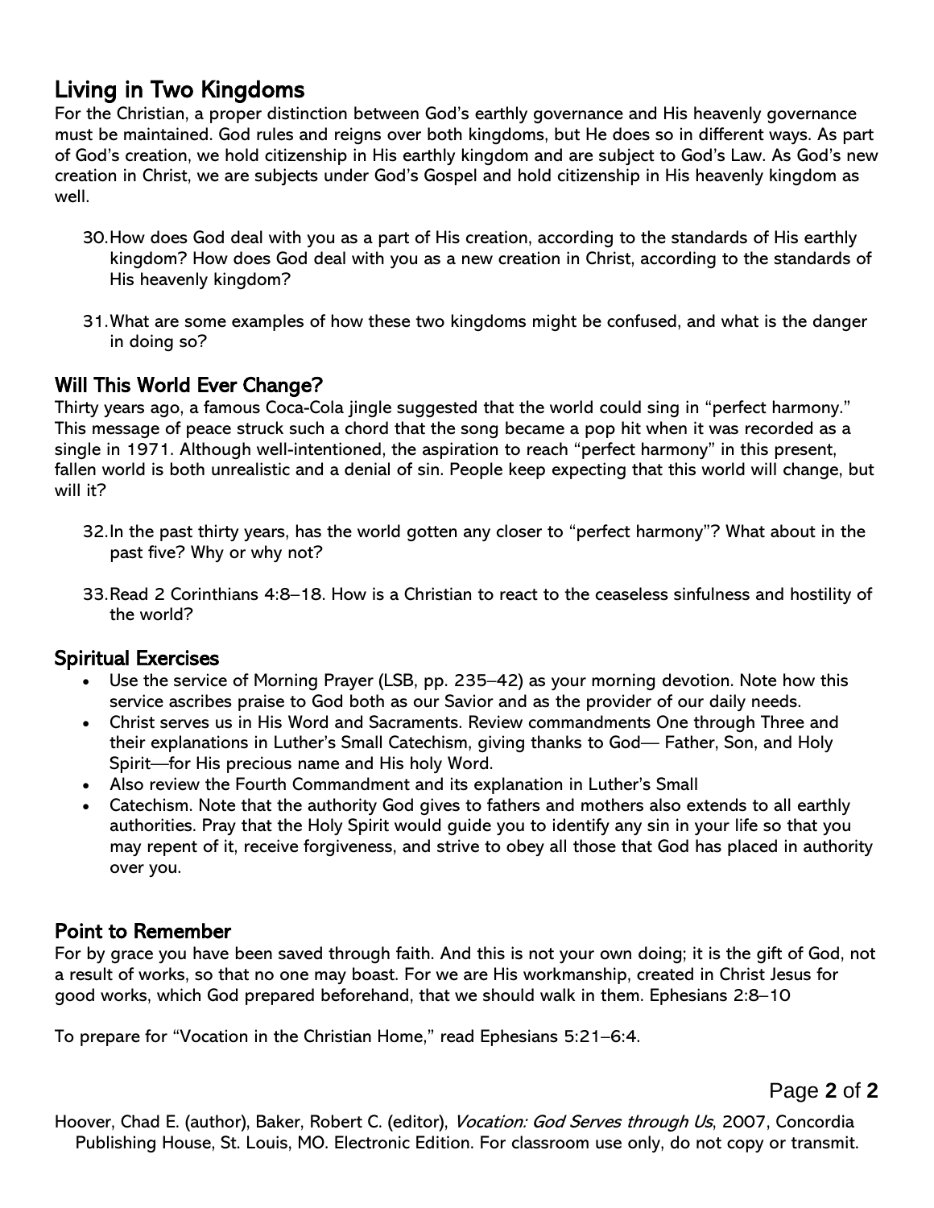## Living in Two Kingdoms

For the Christian, a proper distinction between God's earthly governance and His heavenly governance must be maintained. God rules and reigns over both kingdoms, but He does so in different ways. As part of God's creation, we hold citizenship in His earthly kingdom and are subject to God's Law. As God's new creation in Christ, we are subjects under God's Gospel and hold citizenship in His heavenly kingdom as well.

30. How does God deal with you as a part of His creation, according to the standards of His earthly kingdom? How does God deal with you as a new creation in Christ, according to the standards of His heavenly kingdom?

31. What are some examples of how these two kingdoms might be confused, and what is the danger in doing so?

## Will This World Ever Change?

Thirty years ago, a famous Coca-Cola jingle suggested that the world could sing in "perfect harmony." This message of peace struck such a chord that the song became a pop hit when it was recorded as a single in 1971. Although well-intentioned, the aspiration to reach "perfect harmony" in this present, fallen world is both unrealistic and a denial of sin. People keep expecting that this world will change, but will it?

32. In the past thirty years, has the world gotten any closer to "perfect harmony"? What about in the past five? Why or why not?

33. Read 2 Corinthians 4:8–18. How is a Christian to react to the ceaseless sinfulness and hostility of the world?

## Spiritual Exercises

- Use the service of Morning Prayer (LSB, pp. 235–42) as your morning devotion. Note how this service ascribes praise to God both as our Savior and as the provider of our daily needs.
- Christ serves us in His Word and Sacraments. Review commandments One through Three and their explanations in Luther's Small Catechism, giving thanks to God— Father, Son, and Holy Spirit—for His precious name and His holy Word.
- Also review the Fourth Commandment and its explanation in Luther's Small
- Catechism. Note that the authority God gives to fathers and mothers also extends to all earthly authorities. Pray that the Holy Spirit would guide you to identify any sin in your life so that you may repent of it, receive forgiveness, and strive to obey all those that God has placed in authority over you.

## Point to Remember

For by grace you have been saved through faith. And this is not your own doing; it is the gift of God, not a result of works, so that no one may boast. For we are His workmanship, created in Christ Jesus for good works, which God prepared beforehand, that we should walk in them. Ephesians 2:8–10

To prepare for "Vocation in the Christian Home," read Ephesians 5:21–6:4.

Hoover, Chad E. (author), Baker, Robert C. (editor), *Vocation: God Serves through Us*, 2007, Concordia Publishing House, St. Louis, MO. Electronic Edition. For classroom use only, do not copy or transmit.